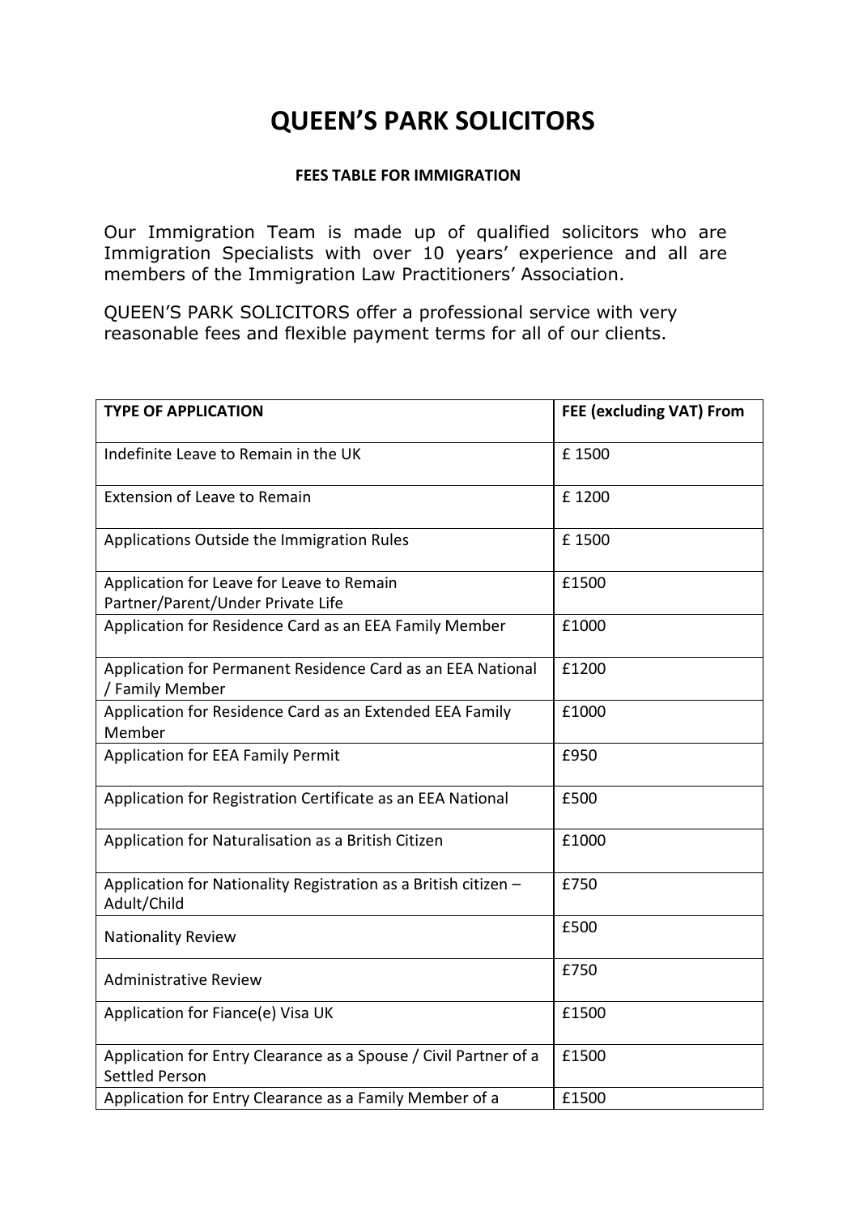# QUEEN'S PARK SOLICITORS

**FEES TABLE FOR IMMIGRATION**

Our Immigration Team is made up of qualified solicitors who are Immigration Specialists with over 10 years' experience and all are members of the Immigration Law Practitioners' Association.

QUEEN'S PARK SOLICITORS offer a professional service with very reasonable fees and flexible payment terms for all of our clients.

| TYPE OF APPLICATION | FEE (excluding VAT) From |
|---|---|
| Indefinite Leave to Remain in the UK | £ 1500 |
| Extension of Leave to Remain | £ 1200 |
| Applications Outside the Immigration Rules | £ 1500 |
| Application for Leave for Leave to Remain Partner/Parent/Under Private Life | £1500 |
| Application for Residence Card as an EEA Family Member | £1000 |
| Application for Permanent Residence Card as an EEA National / Family Member | £1200 |
| Application for Residence Card as an Extended EEA Family Member | £1000 |
| Application for EEA Family Permit | £950 |
| Application for Registration Certificate as an EEA National | £500 |
| Application for Naturalisation as a British Citizen | £1000 |
| Application for Nationality Registration as a British citizen – Adult/Child | £750 |
| Nationality Review | £500 |
| Administrative Review | £750 |
| Application for Fiance(e) Visa UK | £1500 |
| Application for Entry Clearance as a Spouse / Civil Partner of a Settled Person | £1500 |
| Application for Entry Clearance as a Family Member of a | £1500 |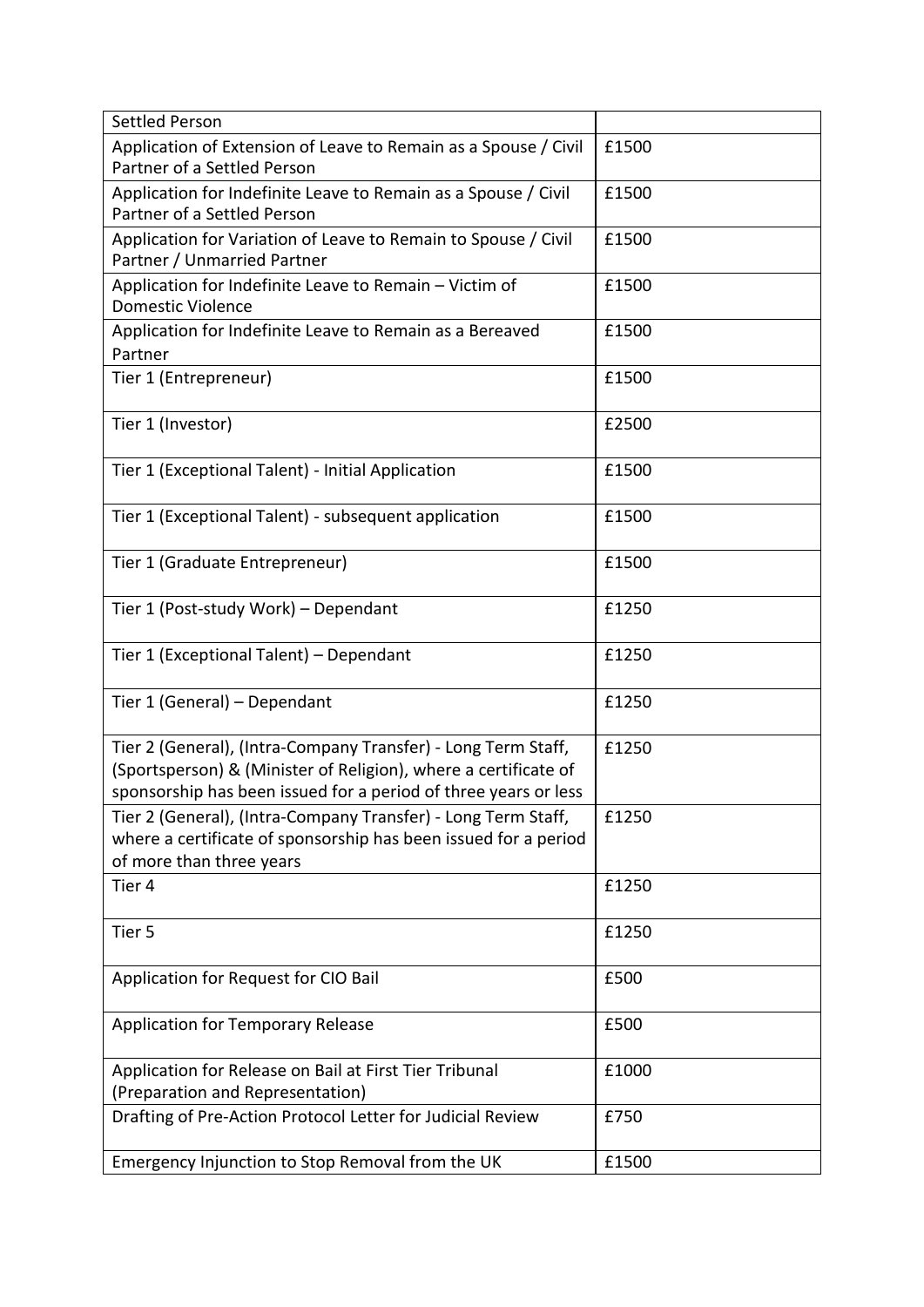| Settled Person | |
|---|---|
| Application of Extension of Leave to Remain as a Spouse / Civil Partner of a Settled Person | £1500 |
| Application for Indefinite Leave to Remain as a Spouse / Civil Partner of a Settled Person | £1500 |
| Application for Variation of Leave to Remain to Spouse / Civil Partner / Unmarried Partner | £1500 |
| Application for Indefinite Leave to Remain – Victim of Domestic Violence | £1500 |
| Application for Indefinite Leave to Remain as a Bereaved Partner | £1500 |
| Tier 1 (Entrepreneur) | £1500 |
| Tier 1 (Investor) | £2500 |
| Tier 1 (Exceptional Talent) - Initial Application | £1500 |
| Tier 1 (Exceptional Talent) - subsequent application | £1500 |
| Tier 1 (Graduate Entrepreneur) | £1500 |
| Tier 1 (Post-study Work) – Dependant | £1250 |
| Tier 1 (Exceptional Talent) – Dependant | £1250 |
| Tier 1 (General) – Dependant | £1250 |
| Tier 2 (General), (Intra-Company Transfer) - Long Term Staff, (Sportsperson) & (Minister of Religion), where a certificate of sponsorship has been issued for a period of three years or less | £1250 |
| Tier 2 (General), (Intra-Company Transfer) - Long Term Staff, where a certificate of sponsorship has been issued for a period of more than three years | £1250 |
| Tier 4 | £1250 |
| Tier 5 | £1250 |
| Application for Request for CIO Bail | £500 |
| Application for Temporary Release | £500 |
| Application for Release on Bail at First Tier Tribunal (Preparation and Representation) | £1000 |
| Drafting of Pre-Action Protocol Letter for Judicial Review | £750 |
| Emergency Injunction to Stop Removal from the UK | £1500 |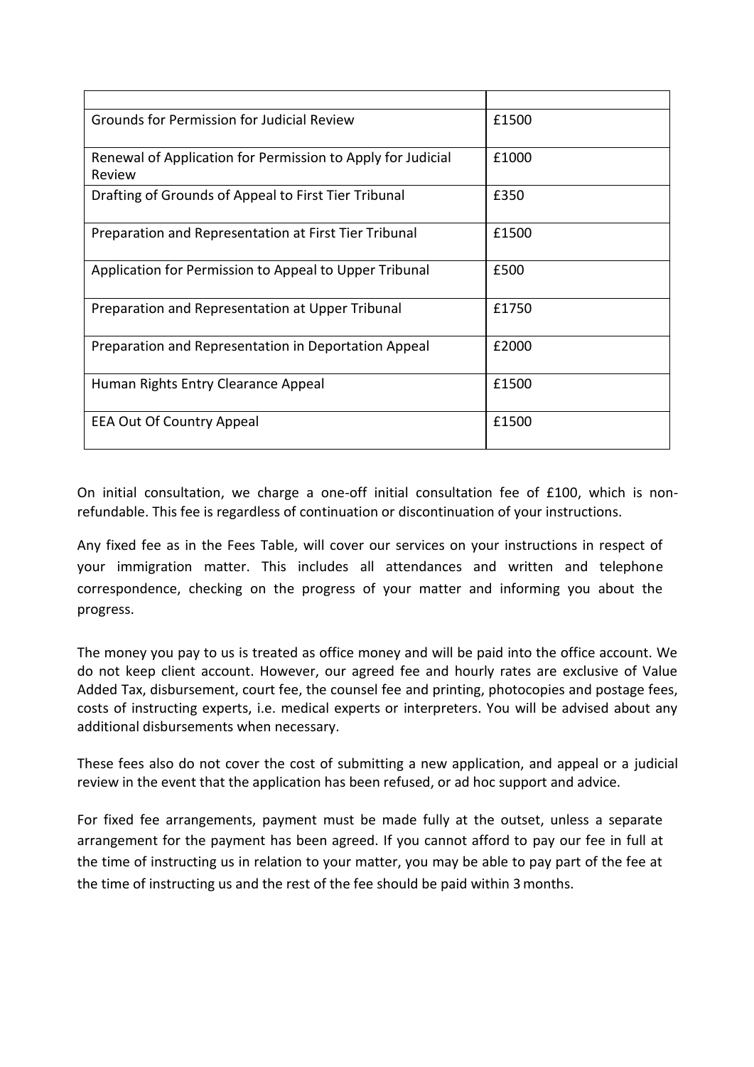| | |
|---|---|
| Grounds for Permission for Judicial Review | £1500 |
| Renewal of Application for Permission to Apply for Judicial Review | £1000 |
| Drafting of Grounds of Appeal to First Tier Tribunal | £350 |
| Preparation and Representation at First Tier Tribunal | £1500 |
| Application for Permission to Appeal to Upper Tribunal | £500 |
| Preparation and Representation at Upper Tribunal | £1750 |
| Preparation and Representation in Deportation Appeal | £2000 |
| Human Rights Entry Clearance Appeal | £1500 |
| EEA Out Of Country Appeal | £1500 |

On initial consultation, we charge a one-off initial consultation fee of £100, which is non-refundable. This fee is regardless of continuation or discontinuation of your instructions.

Any fixed fee as in the Fees Table, will cover our services on your instructions in respect of your immigration matter. This includes all attendances and written and telephone correspondence, checking on the progress of your matter and informing you about the progress.

The money you pay to us is treated as office money and will be paid into the office account. We do not keep client account. However, our agreed fee and hourly rates are exclusive of Value Added Tax, disbursement, court fee, the counsel fee and printing, photocopies and postage fees, costs of instructing experts, i.e. medical experts or interpreters. You will be advised about any additional disbursements when necessary.

These fees also do not cover the cost of submitting a new application, and appeal or a judicial review in the event that the application has been refused, or ad hoc support and advice.

For fixed fee arrangements, payment must be made fully at the outset, unless a separate arrangement for the payment has been agreed. If you cannot afford to pay our fee in full at the time of instructing us in relation to your matter, you may be able to pay part of the fee at the time of instructing us and the rest of the fee should be paid within 3 months.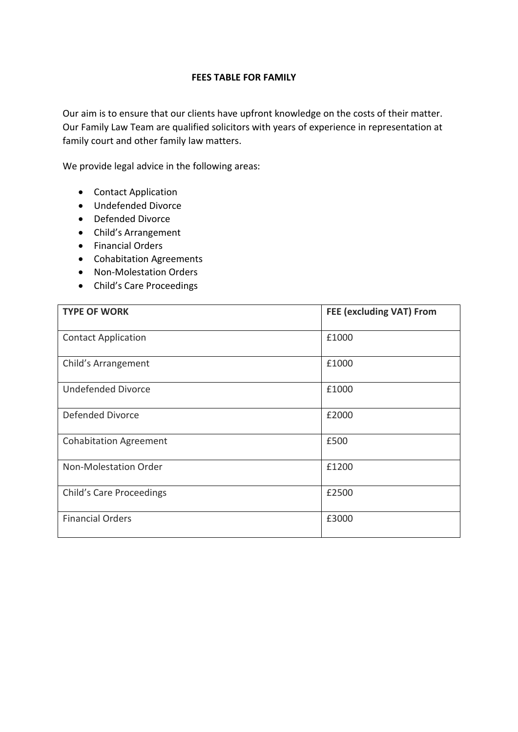**FEES TABLE FOR FAMILY**

Our aim is to ensure that our clients have upfront knowledge on the costs of their matter. Our Family Law Team are qualified solicitors with years of experience in representation at family court and other family law matters.

We provide legal advice in the following areas:

- Contact Application
- Undefended Divorce
- Defended Divorce
- Child's Arrangement
- Financial Orders
- Cohabitation Agreements
- Non-Molestation Orders
- Child's Care Proceedings

| **TYPE OF WORK** | **FEE (excluding VAT) From** |
|---|---|
| Contact Application | £1000 |
| Child's Arrangement | £1000 |
| Undefended Divorce | £1000 |
| Defended Divorce | £2000 |
| Cohabitation Agreement | £500 |
| Non-Molestation Order | £1200 |
| Child's Care Proceedings | £2500 |
| Financial Orders | £3000 |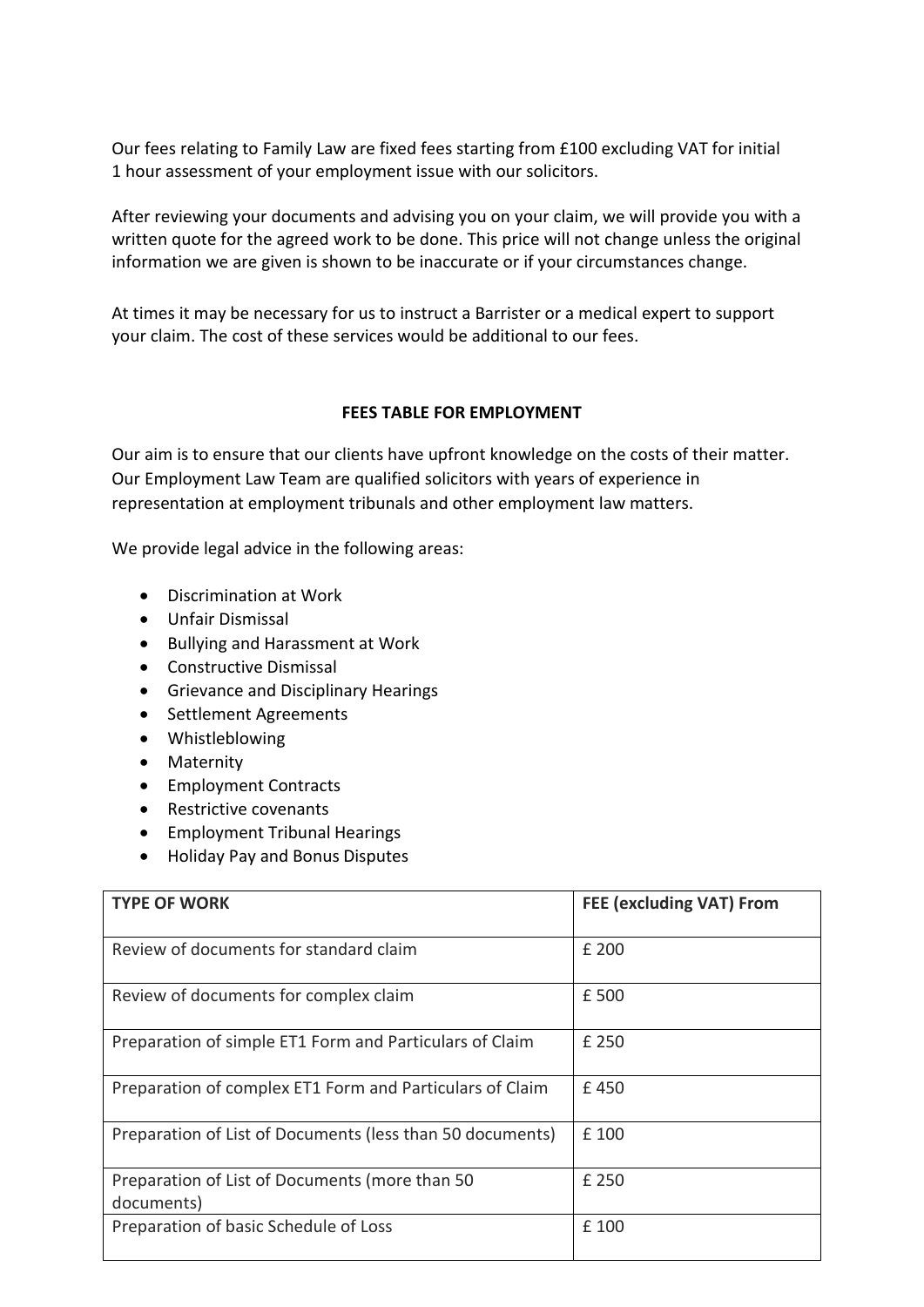Our fees relating to Family Law are fixed fees starting from £100 excluding VAT for initial 1 hour assessment of your employment issue with our solicitors.

After reviewing your documents and advising you on your claim, we will provide you with a written quote for the agreed work to be done. This price will not change unless the original information we are given is shown to be inaccurate or if your circumstances change.

At times it may be necessary for us to instruct a Barrister or a medical expert to support your claim. The cost of these services would be additional to our fees.

**FEES TABLE FOR EMPLOYMENT**

Our aim is to ensure that our clients have upfront knowledge on the costs of their matter. Our Employment Law Team are qualified solicitors with years of experience in representation at employment tribunals and other employment law matters.

We provide legal advice in the following areas:

- Discrimination at Work
- Unfair Dismissal
- Bullying and Harassment at Work
- Constructive Dismissal
- Grievance and Disciplinary Hearings
- Settlement Agreements
- Whistleblowing
- Maternity
- Employment Contracts
- Restrictive covenants
- Employment Tribunal Hearings
- Holiday Pay and Bonus Disputes

| TYPE OF WORK | FEE (excluding VAT) From |
| --- | --- |
| Review of documents for standard claim | £ 200 |
| Review of documents for complex claim | £ 500 |
| Preparation of simple ET1 Form and Particulars of Claim | £ 250 |
| Preparation of complex ET1 Form and Particulars of Claim | £ 450 |
| Preparation of List of Documents (less than 50 documents) | £ 100 |
| Preparation of List of Documents (more than 50 documents) | £ 250 |
| Preparation of basic Schedule of Loss | £ 100 |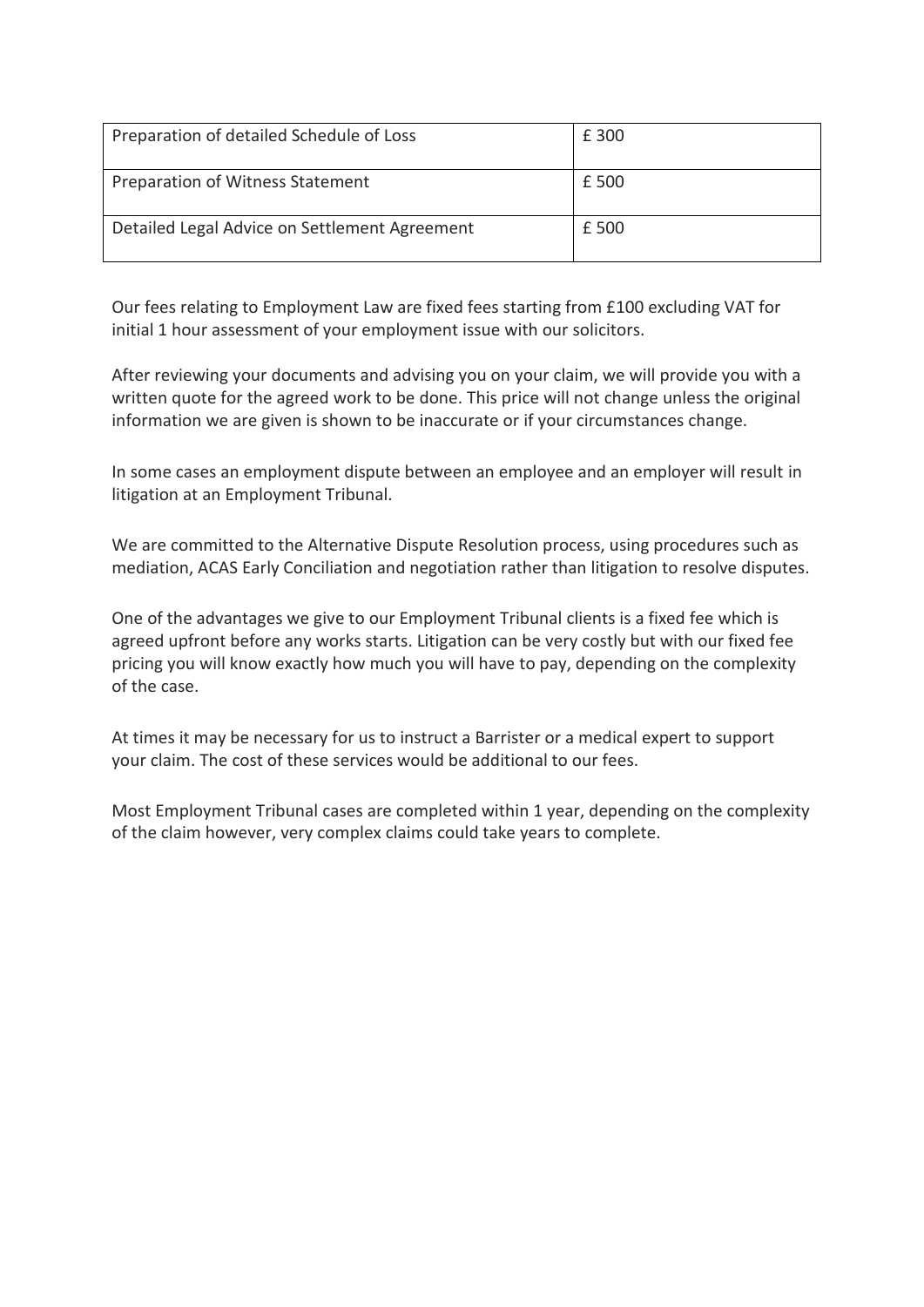| | |
|---|---|
| Preparation of detailed Schedule of Loss | £ 300 |
| Preparation of Witness Statement | £ 500 |
| Detailed Legal Advice on Settlement Agreement | £ 500 |

Our fees relating to Employment Law are fixed fees starting from £100 excluding VAT for initial 1 hour assessment of your employment issue with our solicitors.

After reviewing your documents and advising you on your claim, we will provide you with a written quote for the agreed work to be done. This price will not change unless the original information we are given is shown to be inaccurate or if your circumstances change.

In some cases an employment dispute between an employee and an employer will result in litigation at an Employment Tribunal.

We are committed to the Alternative Dispute Resolution process, using procedures such as mediation, ACAS Early Conciliation and negotiation rather than litigation to resolve disputes.

One of the advantages we give to our Employment Tribunal clients is a fixed fee which is agreed upfront before any works starts. Litigation can be very costly but with our fixed fee pricing you will know exactly how much you will have to pay, depending on the complexity of the case.

At times it may be necessary for us to instruct a Barrister or a medical expert to support your claim. The cost of these services would be additional to our fees.

Most Employment Tribunal cases are completed within 1 year, depending on the complexity of the claim however, very complex claims could take years to complete.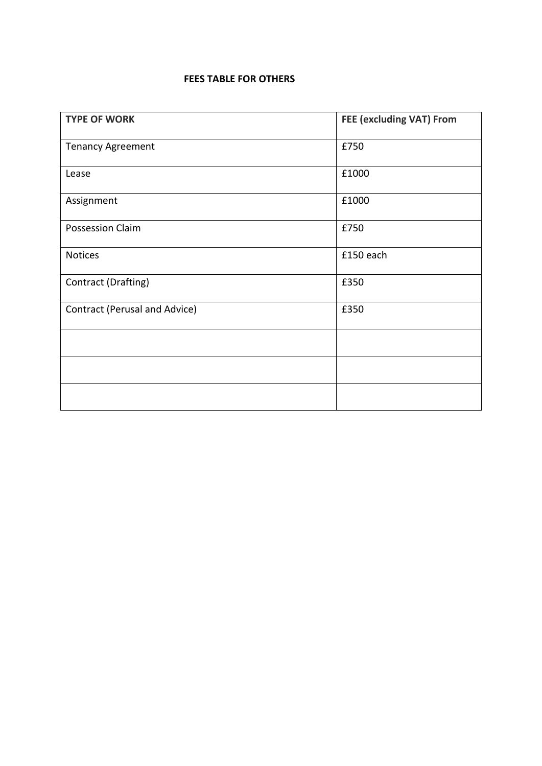**FEES TABLE FOR OTHERS**

| TYPE OF WORK | FEE (excluding VAT) From |
|---|---|
| Tenancy Agreement | £750 |
| Lease | £1000 |
| Assignment | £1000 |
| Possession Claim | £750 |
| Notices | £150 each |
| Contract (Drafting) | £350 |
| Contract (Perusal and Advice) | £350 |
| | |
| | |
| | |